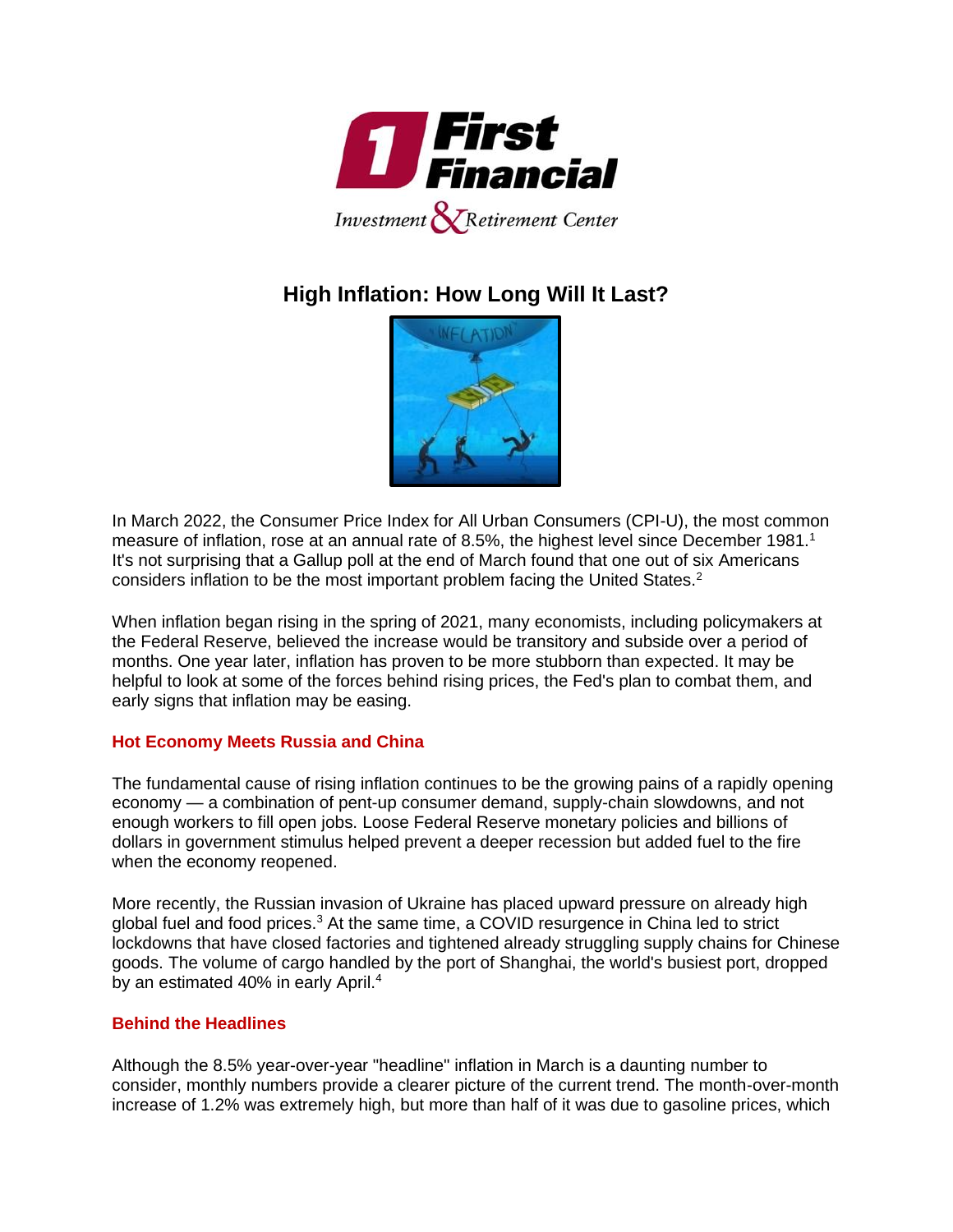# High Inflation: How Long Will It Last?

In March 2022, the Consumer Price Index for All Urban Consumers (CPI-U), the most common measure of inflation, rose at an annual rate of 8.5%, the highest level since December 1981.[1] It's not surprising that a Gallup poll at the end of March found that one out of six Americans considers inflation to be the most important problem facing the United States.[2]

When inflation began rising in the spring of 2021, many economists, including policymakers at the Federal Reserve, believed the increase would be transitory and subside over a period of months. One year later, inflation has proven to be more stubborn than expected. It may be helpful to look at some of the forces behind rising prices, the Fed's plan to combat them, and early signs that inflation may be easing.

## Hot Economy Meets Russia and China

The fundamental cause of rising inflation continues to be the growing pains of a rapidly opening economy — a combination of pent-up consumer demand, supply-chain slowdowns, and not enough workers to fill open jobs. Loose Federal Reserve monetary policies and billions of dollars in government stimulus helped prevent a deeper recession but added fuel to the fire when the economy reopened.

More recently, the Russian invasion of Ukraine has placed upward pressure on already high global fuel and food prices.[3] At the same time, a COVID resurgence in China led to strict lockdowns that have closed factories and tightened already struggling supply chains for Chinese goods. The volume of cargo handled by the port of Shanghai, the world's busiest port, dropped by an estimated 40% in early April.[4]

## Behind the Headlines

Although the 8.5% year-over-year "headline" inflation in March is a daunting number to consider, monthly numbers provide a clearer picture of the current trend. The month-over-month increase of 1.2% was extremely high, but more than half of it was due to gasoline prices, which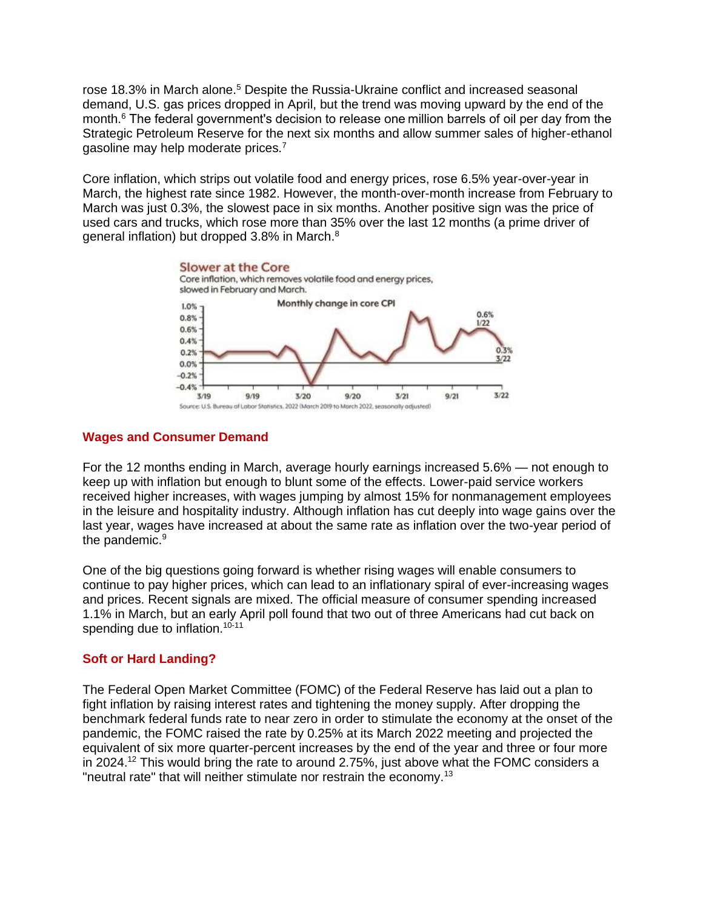rose 18.3% in March alone.[5] Despite the Russia-Ukraine conflict and increased seasonal demand, U.S. gas prices dropped in April, but the trend was moving upward by the end of the month.[6] The federal government's decision to release one million barrels of oil per day from the Strategic Petroleum Reserve for the next six months and allow summer sales of higher-ethanol gasoline may help moderate prices.[7]

Core inflation, which strips out volatile food and energy prices, rose 6.5% year-over-year in March, the highest rate since 1982. However, the month-over-month increase from February to March was just 0.3%, the slowest pace in six months. Another positive sign was the price of used cars and trucks, which rose more than 35% over the last 12 months (a prime driver of general inflation) but dropped 3.8% in March.[8]

**Slower at the Core**

Core inflation, which removes volatile food and energy prices, slowed in February and March.

Monthly change in core CPI

Source: U.S. Bureau of Labor Statistics, 2022 (March 2019 to March 2022, seasonally adjusted)

## Wages and Consumer Demand

For the 12 months ending in March, average hourly earnings increased 5.6% — not enough to keep up with inflation but enough to blunt some of the effects. Lower-paid service workers received higher increases, with wages jumping by almost 15% for nonmanagement employees in the leisure and hospitality industry. Although inflation has cut deeply into wage gains over the last year, wages have increased at about the same rate as inflation over the two-year period of the pandemic.[9]

One of the big questions going forward is whether rising wages will enable consumers to continue to pay higher prices, which can lead to an inflationary spiral of ever-increasing wages and prices. Recent signals are mixed. The official measure of consumer spending increased 1.1% in March, but an early April poll found that two out of three Americans had cut back on spending due to inflation.[10-11]

## Soft or Hard Landing?

The Federal Open Market Committee (FOMC) of the Federal Reserve has laid out a plan to fight inflation by raising interest rates and tightening the money supply. After dropping the benchmark federal funds rate to near zero in order to stimulate the economy at the onset of the pandemic, the FOMC raised the rate by 0.25% at its March 2022 meeting and projected the equivalent of six more quarter-percent increases by the end of the year and three or four more in 2024.[12] This would bring the rate to around 2.75%, just above what the FOMC considers a "neutral rate" that will neither stimulate nor restrain the economy.[13]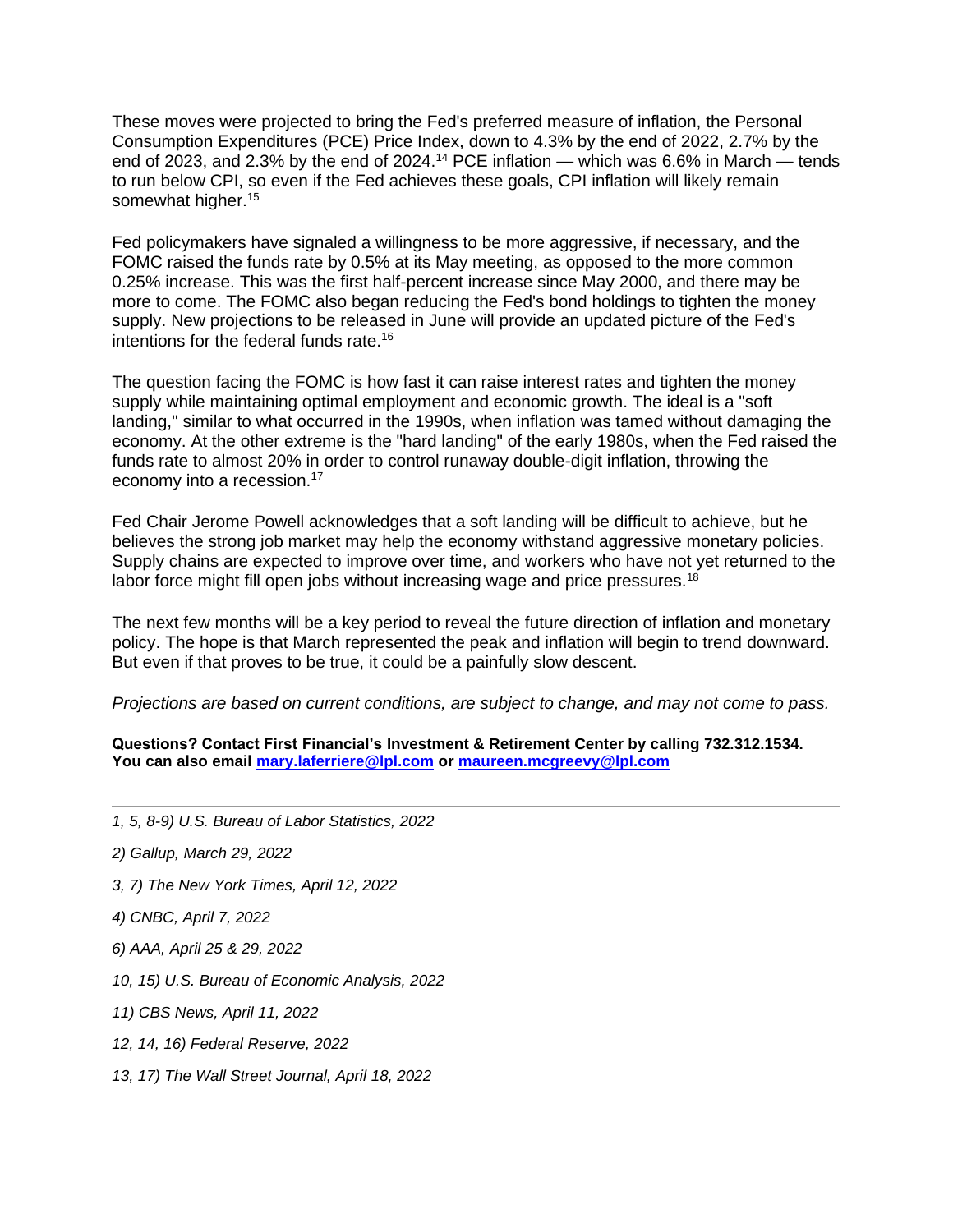These moves were projected to bring the Fed's preferred measure of inflation, the Personal Consumption Expenditures (PCE) Price Index, down to 4.3% by the end of 2022, 2.7% by the end of 2023, and 2.3% by the end of 2024.[14] PCE inflation — which was 6.6% in March — tends to run below CPI, so even if the Fed achieves these goals, CPI inflation will likely remain somewhat higher.[15]

Fed policymakers have signaled a willingness to be more aggressive, if necessary, and the FOMC raised the funds rate by 0.5% at its May meeting, as opposed to the more common 0.25% increase. This was the first half-percent increase since May 2000, and there may be more to come. The FOMC also began reducing the Fed's bond holdings to tighten the money supply. New projections to be released in June will provide an updated picture of the Fed's intentions for the federal funds rate.[16]

The question facing the FOMC is how fast it can raise interest rates and tighten the money supply while maintaining optimal employment and economic growth. The ideal is a "soft landing," similar to what occurred in the 1990s, when inflation was tamed without damaging the economy. At the other extreme is the "hard landing" of the early 1980s, when the Fed raised the funds rate to almost 20% in order to control runaway double-digit inflation, throwing the economy into a recession.[17]

Fed Chair Jerome Powell acknowledges that a soft landing will be difficult to achieve, but he believes the strong job market may help the economy withstand aggressive monetary policies. Supply chains are expected to improve over time, and workers who have not yet returned to the labor force might fill open jobs without increasing wage and price pressures.[18]

The next few months will be a key period to reveal the future direction of inflation and monetary policy. The hope is that March represented the peak and inflation will begin to trend downward. But even if that proves to be true, it could be a painfully slow descent.

*Projections are based on current conditions, are subject to change, and may not come to pass.*

**Questions? Contact First Financial's Investment & Retirement Center by calling 732.312.1534. You can also email [mary.laferriere@lpl.com](mailto:mary.laferriere@lpl.com) or [maureen.mcgreevy@lpl.com](mailto:maureen.mcgreevy@lpl.com)**

---

*1, 5, 8-9) U.S. Bureau of Labor Statistics, 2022*

*2) Gallup, March 29, 2022*

*3, 7) The New York Times, April 12, 2022*

*4) CNBC, April 7, 2022*

*6) AAA, April 25 & 29, 2022*

*10, 15) U.S. Bureau of Economic Analysis, 2022*

*11) CBS News, April 11, 2022*

*12, 14, 16) Federal Reserve, 2022*

*13, 17) The Wall Street Journal, April 18, 2022*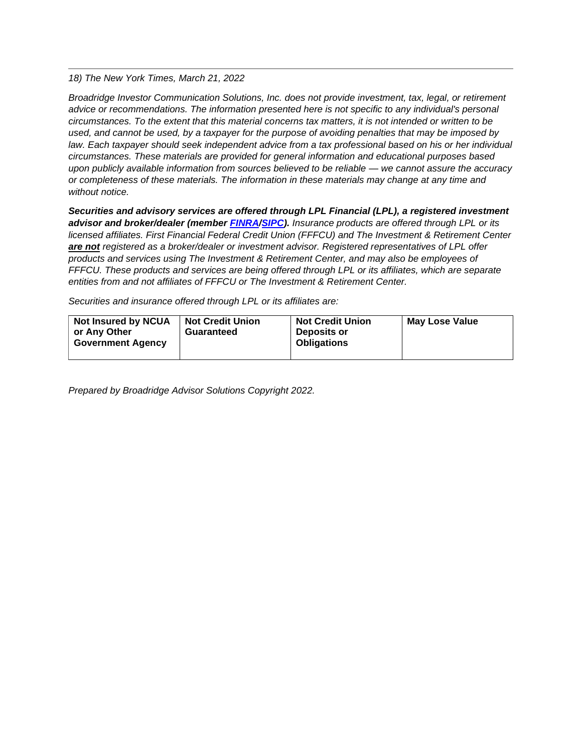*18) The New York Times, March 21, 2022*

*Broadridge Investor Communication Solutions, Inc. does not provide investment, tax, legal, or retirement advice or recommendations. The information presented here is not specific to any individual's personal circumstances. To the extent that this material concerns tax matters, it is not intended or written to be used, and cannot be used, by a taxpayer for the purpose of avoiding penalties that may be imposed by law. Each taxpayer should seek independent advice from a tax professional based on his or her individual circumstances. These materials are provided for general information and educational purposes based upon publicly available information from sources believed to be reliable — we cannot assure the accuracy or completeness of these materials. The information in these materials may change at any time and without notice.*

***Securities and advisory services are offered through LPL Financial (LPL), a registered investment advisor and broker/dealer (member FINRA/SIPC).*** *Insurance products are offered through LPL or its licensed affiliates. First Financial Federal Credit Union (FFFCU) and The Investment & Retirement Center* ***are not*** *registered as a broker/dealer or investment advisor. Registered representatives of LPL offer products and services using The Investment & Retirement Center, and may also be employees of FFFCU. These products and services are being offered through LPL or its affiliates, which are separate entities from and not affiliates of FFFCU or The Investment & Retirement Center.*

*Securities and insurance offered through LPL or its affiliates are:*

| | | | |
|---|---|---|---|
| **Not Insured by NCUA or Any Other Government Agency** | **Not Credit Union Guaranteed** | **Not Credit Union Deposits or Obligations** | **May Lose Value** |

*Prepared by Broadridge Advisor Solutions Copyright 2022.*